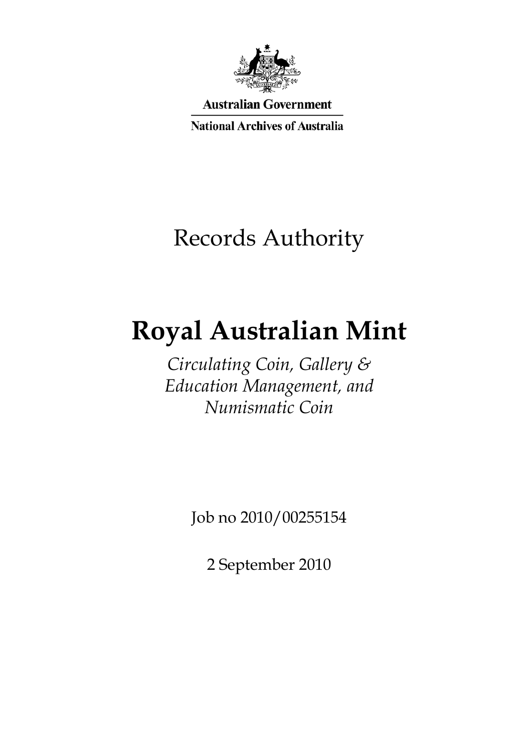Australian Government

National Archives of Australia

# Records Authority

# Royal Australian Mint

*Circulating Coin, Gallery & Education Management, and Numismatic Coin*

Job no 2010/00255154

2 September 2010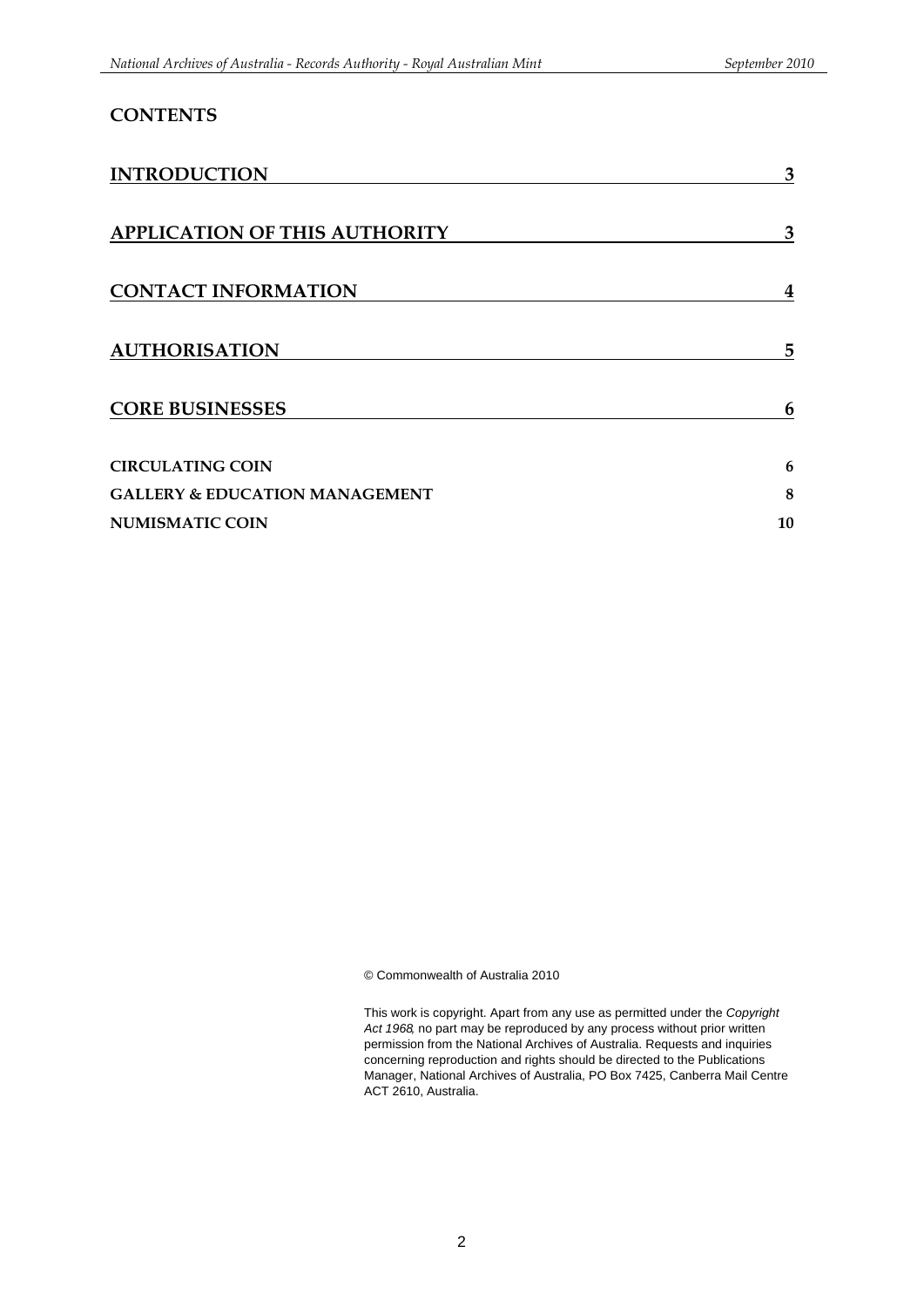## CONTENTS

| | |
|---|---|
| INTRODUCTION | 3 |
| APPLICATION OF THIS AUTHORITY | 3 |
| CONTACT INFORMATION | 4 |
| AUTHORISATION | 5 |
| CORE BUSINESSES | 6 |
| CIRCULATING COIN | 6 |
| GALLERY & EDUCATION MANAGEMENT | 8 |
| NUMISMATIC COIN | 10 |

© Commonwealth of Australia 2010

This work is copyright. Apart from any use as permitted under the *Copyright Act 1968*, no part may be reproduced by any process without prior written permission from the National Archives of Australia. Requests and inquiries concerning reproduction and rights should be directed to the Publications Manager, National Archives of Australia, PO Box 7425, Canberra Mail Centre ACT 2610, Australia.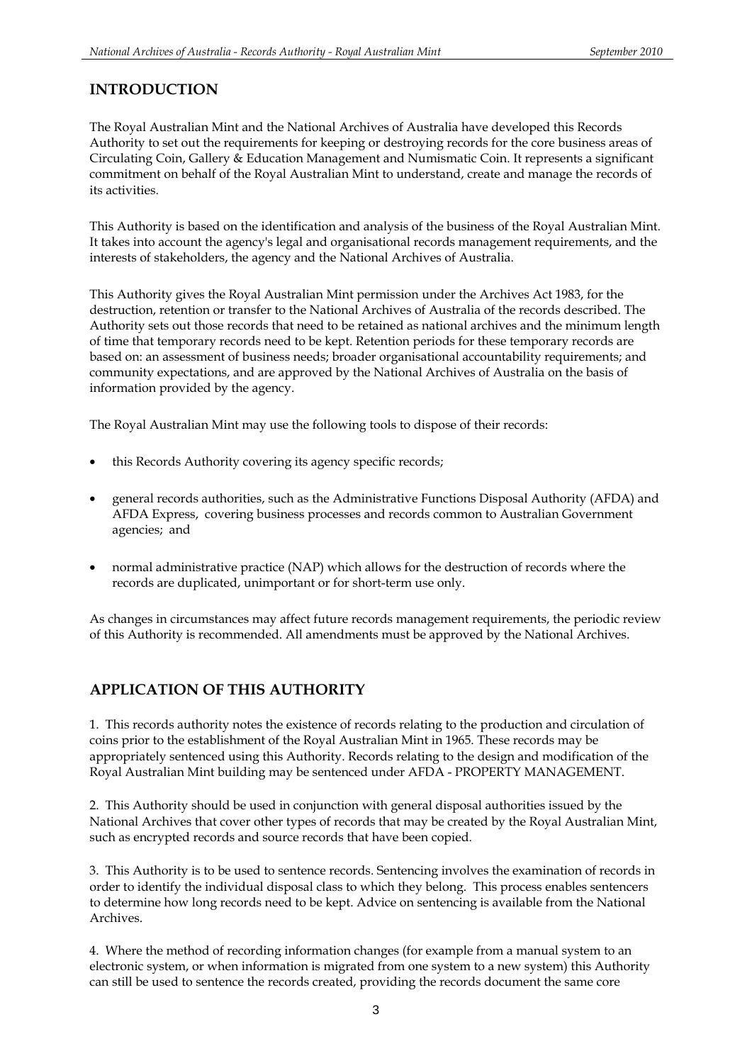## INTRODUCTION

The Royal Australian Mint and the National Archives of Australia have developed this Records Authority to set out the requirements for keeping or destroying records for the core business areas of Circulating Coin, Gallery & Education Management and Numismatic Coin. It represents a significant commitment on behalf of the Royal Australian Mint to understand, create and manage the records of its activities.

This Authority is based on the identification and analysis of the business of the Royal Australian Mint. It takes into account the agency's legal and organisational records management requirements, and the interests of stakeholders, the agency and the National Archives of Australia.

This Authority gives the Royal Australian Mint permission under the Archives Act 1983, for the destruction, retention or transfer to the National Archives of Australia of the records described. The Authority sets out those records that need to be retained as national archives and the minimum length of time that temporary records need to be kept. Retention periods for these temporary records are based on: an assessment of business needs; broader organisational accountability requirements; and community expectations, and are approved by the National Archives of Australia on the basis of information provided by the agency.

The Royal Australian Mint may use the following tools to dispose of their records:

- this Records Authority covering its agency specific records;
- general records authorities, such as the Administrative Functions Disposal Authority (AFDA) and AFDA Express, covering business processes and records common to Australian Government agencies; and
- normal administrative practice (NAP) which allows for the destruction of records where the records are duplicated, unimportant or for short-term use only.

As changes in circumstances may affect future records management requirements, the periodic review of this Authority is recommended. All amendments must be approved by the National Archives.

## APPLICATION OF THIS AUTHORITY

1. This records authority notes the existence of records relating to the production and circulation of coins prior to the establishment of the Royal Australian Mint in 1965. These records may be appropriately sentenced using this Authority. Records relating to the design and modification of the Royal Australian Mint building may be sentenced under AFDA - PROPERTY MANAGEMENT.

2. This Authority should be used in conjunction with general disposal authorities issued by the National Archives that cover other types of records that may be created by the Royal Australian Mint, such as encrypted records and source records that have been copied.

3. This Authority is to be used to sentence records. Sentencing involves the examination of records in order to identify the individual disposal class to which they belong. This process enables sentencers to determine how long records need to be kept. Advice on sentencing is available from the National Archives.

4. Where the method of recording information changes (for example from a manual system to an electronic system, or when information is migrated from one system to a new system) this Authority can still be used to sentence the records created, providing the records document the same core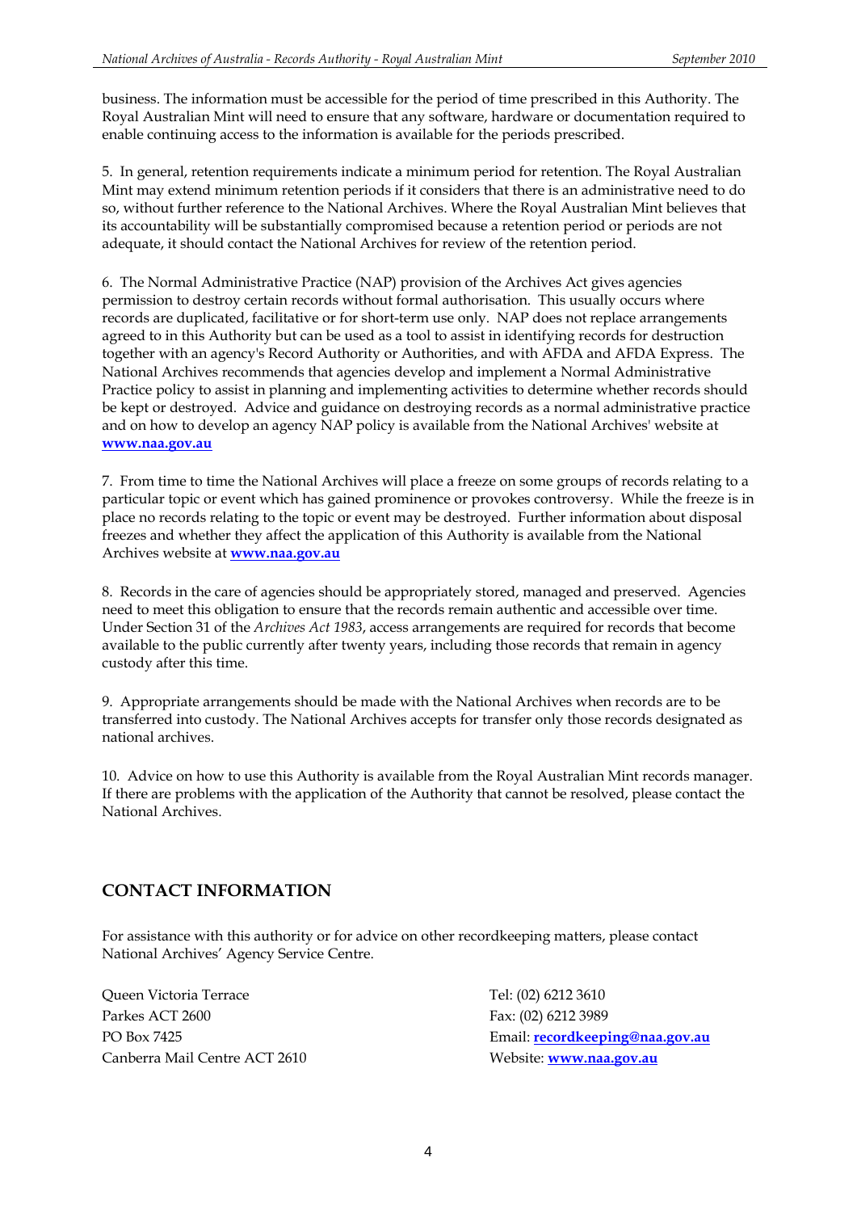business. The information must be accessible for the period of time prescribed in this Authority. The Royal Australian Mint will need to ensure that any software, hardware or documentation required to enable continuing access to the information is available for the periods prescribed.

5. In general, retention requirements indicate a minimum period for retention. The Royal Australian Mint may extend minimum retention periods if it considers that there is an administrative need to do so, without further reference to the National Archives. Where the Royal Australian Mint believes that its accountability will be substantially compromised because a retention period or periods are not adequate, it should contact the National Archives for review of the retention period.

6. The Normal Administrative Practice (NAP) provision of the Archives Act gives agencies permission to destroy certain records without formal authorisation. This usually occurs where records are duplicated, facilitative or for short-term use only. NAP does not replace arrangements agreed to in this Authority but can be used as a tool to assist in identifying records for destruction together with an agency's Record Authority or Authorities, and with AFDA and AFDA Express. The National Archives recommends that agencies develop and implement a Normal Administrative Practice policy to assist in planning and implementing activities to determine whether records should be kept or destroyed. Advice and guidance on destroying records as a normal administrative practice and on how to develop an agency NAP policy is available from the National Archives' website at **www.naa.gov.au**

7. From time to time the National Archives will place a freeze on some groups of records relating to a particular topic or event which has gained prominence or provokes controversy. While the freeze is in place no records relating to the topic or event may be destroyed. Further information about disposal freezes and whether they affect the application of this Authority is available from the National Archives website at **www.naa.gov.au**

8. Records in the care of agencies should be appropriately stored, managed and preserved. Agencies need to meet this obligation to ensure that the records remain authentic and accessible over time. Under Section 31 of the *Archives Act 1983*, access arrangements are required for records that become available to the public currently after twenty years, including those records that remain in agency custody after this time.

9. Appropriate arrangements should be made with the National Archives when records are to be transferred into custody. The National Archives accepts for transfer only those records designated as national archives.

10. Advice on how to use this Authority is available from the Royal Australian Mint records manager. If there are problems with the application of the Authority that cannot be resolved, please contact the National Archives.

## CONTACT INFORMATION

For assistance with this authority or for advice on other recordkeeping matters, please contact National Archives' Agency Service Centre.

Queen Victoria Terrace
Parkes ACT 2600
PO Box 7425
Canberra Mail Centre ACT 2610

Tel: (02) 6212 3610
Fax: (02) 6212 3989
Email: **recordkeeping@naa.gov.au**
Website: **www.naa.gov.au**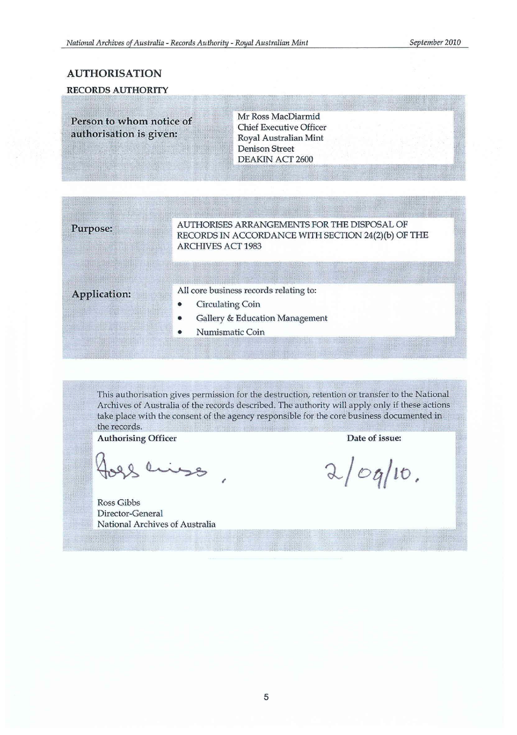## AUTHORISATION

### RECORDS AUTHORITY

| | |
|---|---|
| **Person to whom notice of authorisation is given:** | Mr Ross MacDiarmid<br>Chief Executive Officer<br>Royal Australian Mint<br>Denison Street<br>DEAKIN ACT 2600 |

| | |
|---|---|
| **Purpose:** | AUTHORISES ARRANGEMENTS FOR THE DISPOSAL OF RECORDS IN ACCORDANCE WITH SECTION 24(2)(b) OF THE ARCHIVES ACT 1983 |
| **Application:** | All core business records relating to:<br>• Circulating Coin<br>• Gallery & Education Management<br>• Numismatic Coin |

This authorisation gives permission for the destruction, retention or transfer to the National Archives of Australia of the records described. The authority will apply only if these actions take place with the consent of the agency responsible for the core business documented in the records.

| **Authorising Officer** | **Date of issue:** |
|---|---|
| Ross Gibbs<br>Director-General<br>National Archives of Australia | 2/09/10. |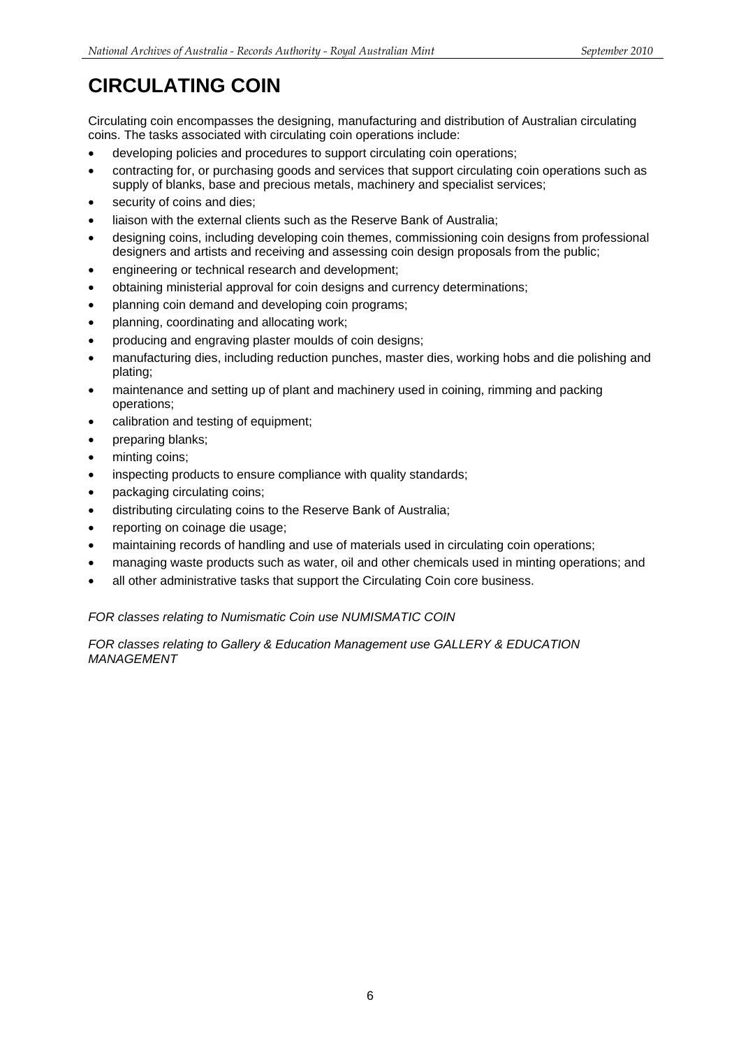# CIRCULATING COIN

Circulating coin encompasses the designing, manufacturing and distribution of Australian circulating coins. The tasks associated with circulating coin operations include:

- developing policies and procedures to support circulating coin operations;
- contracting for, or purchasing goods and services that support circulating coin operations such as supply of blanks, base and precious metals, machinery and specialist services;
- security of coins and dies;
- liaison with the external clients such as the Reserve Bank of Australia;
- designing coins, including developing coin themes, commissioning coin designs from professional designers and artists and receiving and assessing coin design proposals from the public;
- engineering or technical research and development;
- obtaining ministerial approval for coin designs and currency determinations;
- planning coin demand and developing coin programs;
- planning, coordinating and allocating work;
- producing and engraving plaster moulds of coin designs;
- manufacturing dies, including reduction punches, master dies, working hobs and die polishing and plating;
- maintenance and setting up of plant and machinery used in coining, rimming and packing operations;
- calibration and testing of equipment;
- preparing blanks;
- minting coins;
- inspecting products to ensure compliance with quality standards;
- packaging circulating coins;
- distributing circulating coins to the Reserve Bank of Australia;
- reporting on coinage die usage;
- maintaining records of handling and use of materials used in circulating coin operations;
- managing waste products such as water, oil and other chemicals used in minting operations; and
- all other administrative tasks that support the Circulating Coin core business.

*FOR classes relating to Numismatic Coin use NUMISMATIC COIN*

*FOR classes relating to Gallery & Education Management use GALLERY & EDUCATION MANAGEMENT*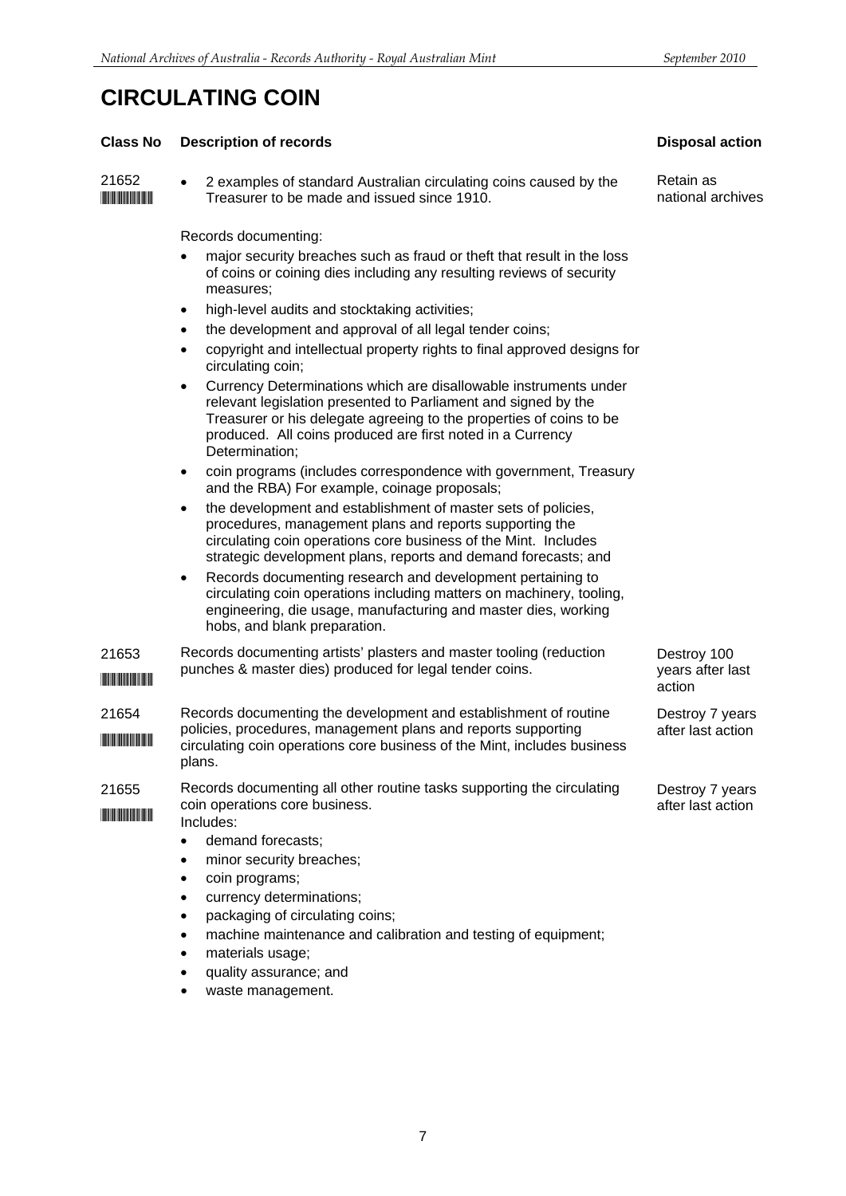# CIRCULATING COIN

| Class No | Description of records | Disposal action |
|---|---|---|
| 21652 | • 2 examples of standard Australian circulating coins caused by the Treasurer to be made and issued since 1910.<br><br>Records documenting:<br>• major security breaches such as fraud or theft that result in the loss of coins or coining dies including any resulting reviews of security measures;<br>• high-level audits and stocktaking activities;<br>• the development and approval of all legal tender coins;<br>• copyright and intellectual property rights to final approved designs for circulating coin;<br>• Currency Determinations which are disallowable instruments under relevant legislation presented to Parliament and signed by the Treasurer or his delegate agreeing to the properties of coins to be produced. All coins produced are first noted in a Currency Determination;<br>• coin programs (includes correspondence with government, Treasury and the RBA) For example, coinage proposals;<br>• the development and establishment of master sets of policies, procedures, management plans and reports supporting the circulating coin operations core business of the Mint. Includes strategic development plans, reports and demand forecasts; and<br>• Records documenting research and development pertaining to circulating coin operations including matters on machinery, tooling, engineering, die usage, manufacturing and master dies, working hobs, and blank preparation. | Retain as national archives |
| 21653 | Records documenting artists' plasters and master tooling (reduction punches & master dies) produced for legal tender coins. | Destroy 100 years after last action |
| 21654 | Records documenting the development and establishment of routine policies, procedures, management plans and reports supporting circulating coin operations core business of the Mint, includes business plans. | Destroy 7 years after last action |
| 21655 | Records documenting all other routine tasks supporting the circulating coin operations core business.<br>Includes:<br>• demand forecasts;<br>• minor security breaches;<br>• coin programs;<br>• currency determinations;<br>• packaging of circulating coins;<br>• machine maintenance and calibration and testing of equipment;<br>• materials usage;<br>• quality assurance; and<br>• waste management. | Destroy 7 years after last action |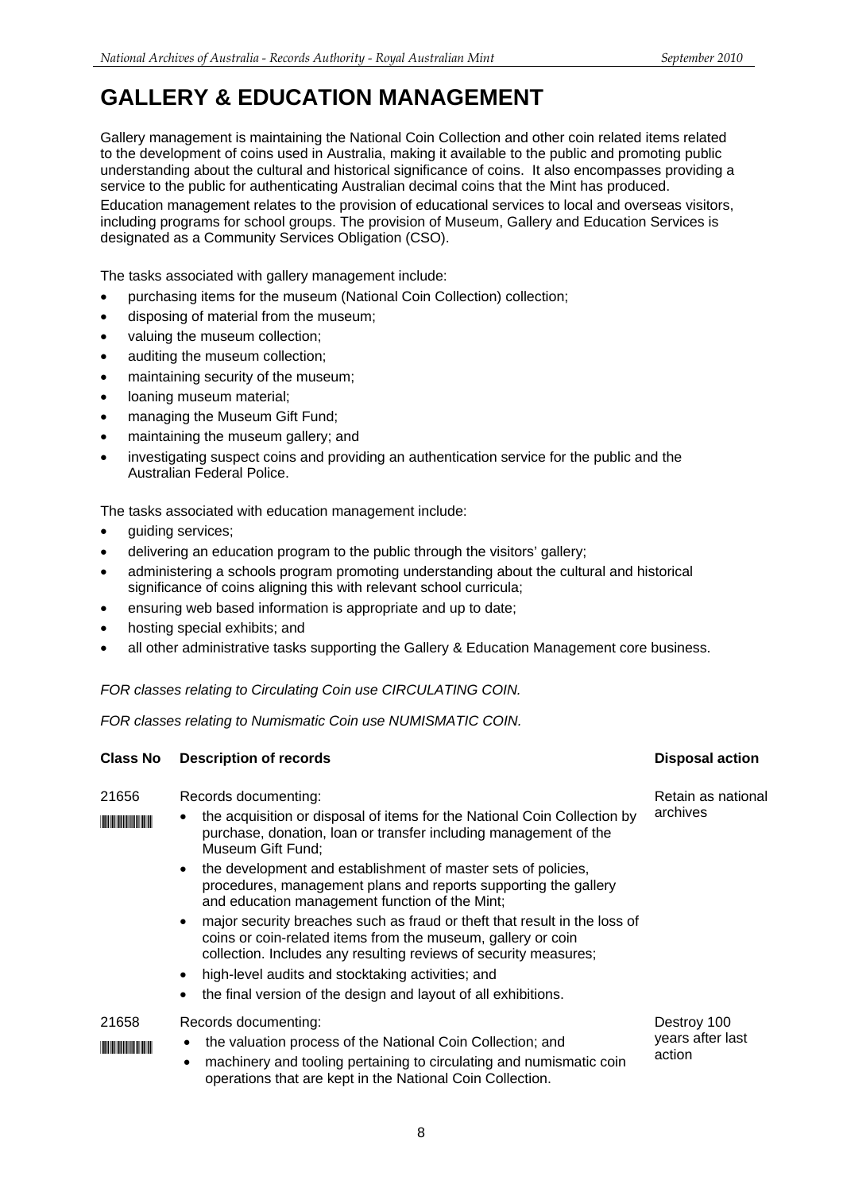# GALLERY & EDUCATION MANAGEMENT

Gallery management is maintaining the National Coin Collection and other coin related items related to the development of coins used in Australia, making it available to the public and promoting public understanding about the cultural and historical significance of coins. It also encompasses providing a service to the public for authenticating Australian decimal coins that the Mint has produced.

Education management relates to the provision of educational services to local and overseas visitors, including programs for school groups. The provision of Museum, Gallery and Education Services is designated as a Community Services Obligation (CSO).

The tasks associated with gallery management include:

- purchasing items for the museum (National Coin Collection) collection;
- disposing of material from the museum;
- valuing the museum collection;
- auditing the museum collection;
- maintaining security of the museum;
- loaning museum material;
- managing the Museum Gift Fund;
- maintaining the museum gallery; and
- investigating suspect coins and providing an authentication service for the public and the Australian Federal Police.

The tasks associated with education management include:

- guiding services;
- delivering an education program to the public through the visitors' gallery;
- administering a schools program promoting understanding about the cultural and historical significance of coins aligning this with relevant school curricula;
- ensuring web based information is appropriate and up to date;
- hosting special exhibits; and
- all other administrative tasks supporting the Gallery & Education Management core business.

*FOR classes relating to Circulating Coin use CIRCULATING COIN.*

*FOR classes relating to Numismatic Coin use NUMISMATIC COIN.*

| Class No | Description of records | Disposal action |
|---|---|---|
| 21656 | Records documenting:<br>• the acquisition or disposal of items for the National Coin Collection by purchase, donation, loan or transfer including management of the Museum Gift Fund;<br>• the development and establishment of master sets of policies, procedures, management plans and reports supporting the gallery and education management function of the Mint;<br>• major security breaches such as fraud or theft that result in the loss of coins or coin-related items from the museum, gallery or coin collection. Includes any resulting reviews of security measures;<br>• high-level audits and stocktaking activities; and<br>• the final version of the design and layout of all exhibitions. | Retain as national archives |
| 21658 | Records documenting:<br>• the valuation process of the National Coin Collection; and<br>• machinery and tooling pertaining to circulating and numismatic coin operations that are kept in the National Coin Collection. | Destroy 100 years after last action |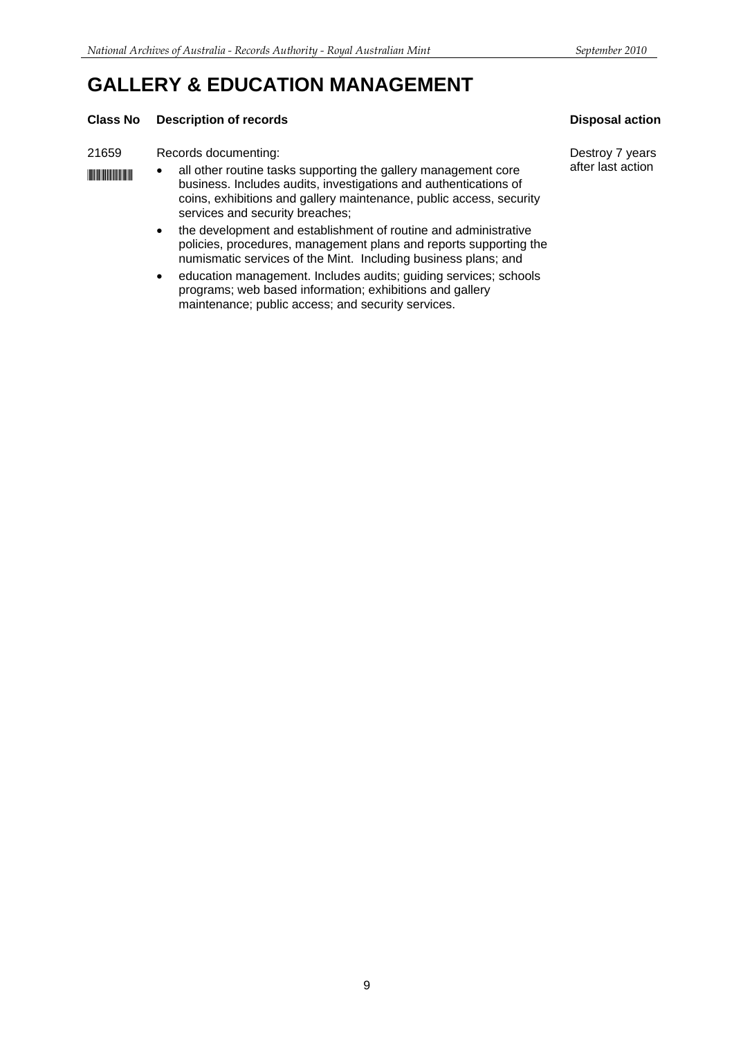# GALLERY & EDUCATION MANAGEMENT

| Class No | Description of records | Disposal action |
| --- | --- | --- |
| 21659 | Records documenting:<br>• all other routine tasks supporting the gallery management core business. Includes audits, investigations and authentications of coins, exhibitions and gallery maintenance, public access, security services and security breaches;<br>• the development and establishment of routine and administrative policies, procedures, management plans and reports supporting the numismatic services of the Mint. Including business plans; and<br>• education management. Includes audits; guiding services; schools programs; web based information; exhibitions and gallery maintenance; public access; and security services. | Destroy 7 years after last action |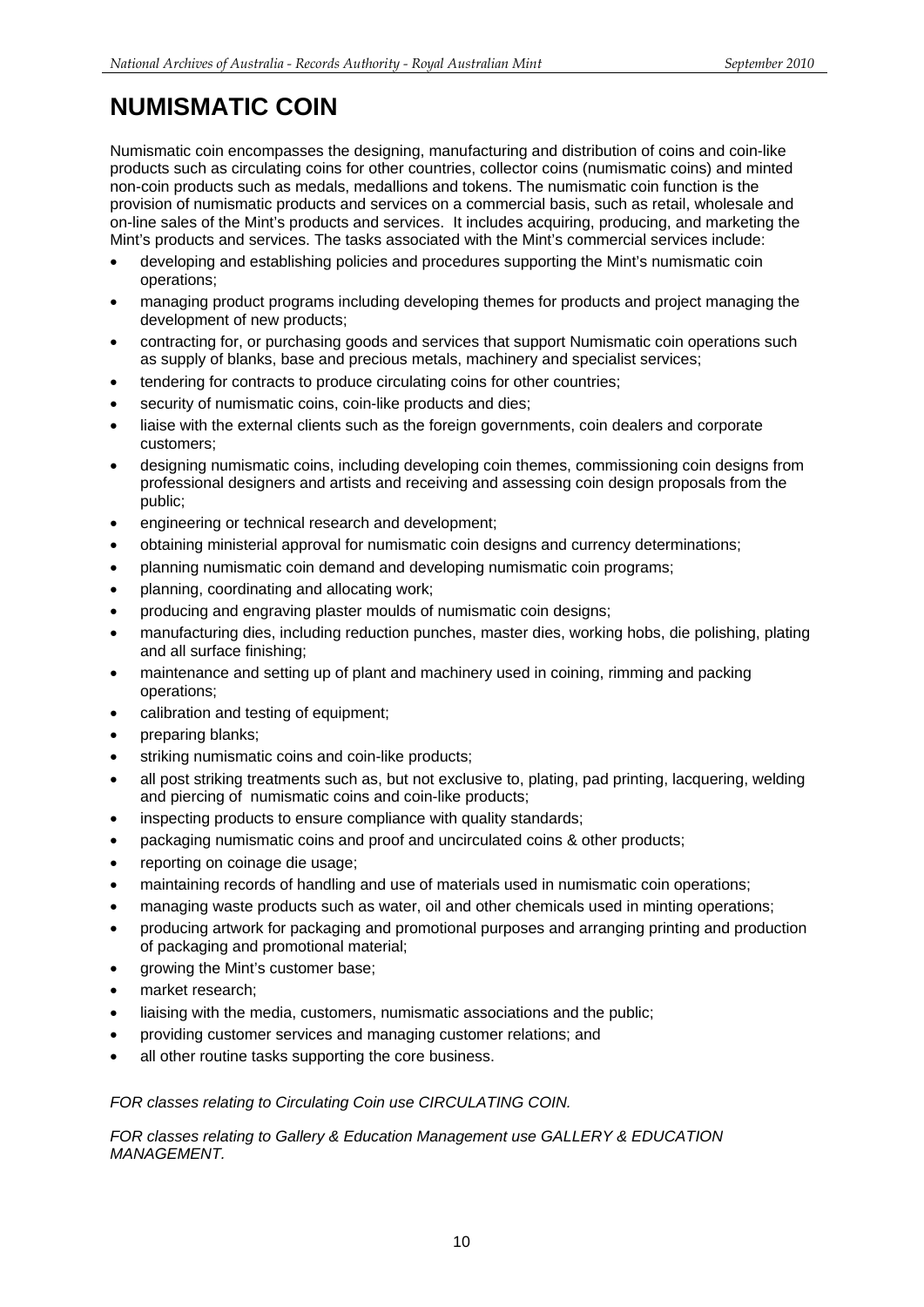# NUMISMATIC COIN

Numismatic coin encompasses the designing, manufacturing and distribution of coins and coin-like products such as circulating coins for other countries, collector coins (numismatic coins) and minted non-coin products such as medals, medallions and tokens. The numismatic coin function is the provision of numismatic products and services on a commercial basis, such as retail, wholesale and on-line sales of the Mint's products and services. It includes acquiring, producing, and marketing the Mint's products and services. The tasks associated with the Mint's commercial services include:

- developing and establishing policies and procedures supporting the Mint's numismatic coin operations;
- managing product programs including developing themes for products and project managing the development of new products;
- contracting for, or purchasing goods and services that support Numismatic coin operations such as supply of blanks, base and precious metals, machinery and specialist services;
- tendering for contracts to produce circulating coins for other countries;
- security of numismatic coins, coin-like products and dies;
- liaise with the external clients such as the foreign governments, coin dealers and corporate customers;
- designing numismatic coins, including developing coin themes, commissioning coin designs from professional designers and artists and receiving and assessing coin design proposals from the public;
- engineering or technical research and development;
- obtaining ministerial approval for numismatic coin designs and currency determinations;
- planning numismatic coin demand and developing numismatic coin programs;
- planning, coordinating and allocating work;
- producing and engraving plaster moulds of numismatic coin designs;
- manufacturing dies, including reduction punches, master dies, working hobs, die polishing, plating and all surface finishing;
- maintenance and setting up of plant and machinery used in coining, rimming and packing operations;
- calibration and testing of equipment;
- preparing blanks;
- striking numismatic coins and coin-like products;
- all post striking treatments such as, but not exclusive to, plating, pad printing, lacquering, welding and piercing of numismatic coins and coin-like products;
- inspecting products to ensure compliance with quality standards;
- packaging numismatic coins and proof and uncirculated coins & other products;
- reporting on coinage die usage;
- maintaining records of handling and use of materials used in numismatic coin operations;
- managing waste products such as water, oil and other chemicals used in minting operations;
- producing artwork for packaging and promotional purposes and arranging printing and production of packaging and promotional material;
- growing the Mint's customer base;
- market research;
- liaising with the media, customers, numismatic associations and the public;
- providing customer services and managing customer relations; and
- all other routine tasks supporting the core business.

*FOR classes relating to Circulating Coin use CIRCULATING COIN.*

*FOR classes relating to Gallery & Education Management use GALLERY & EDUCATION MANAGEMENT.*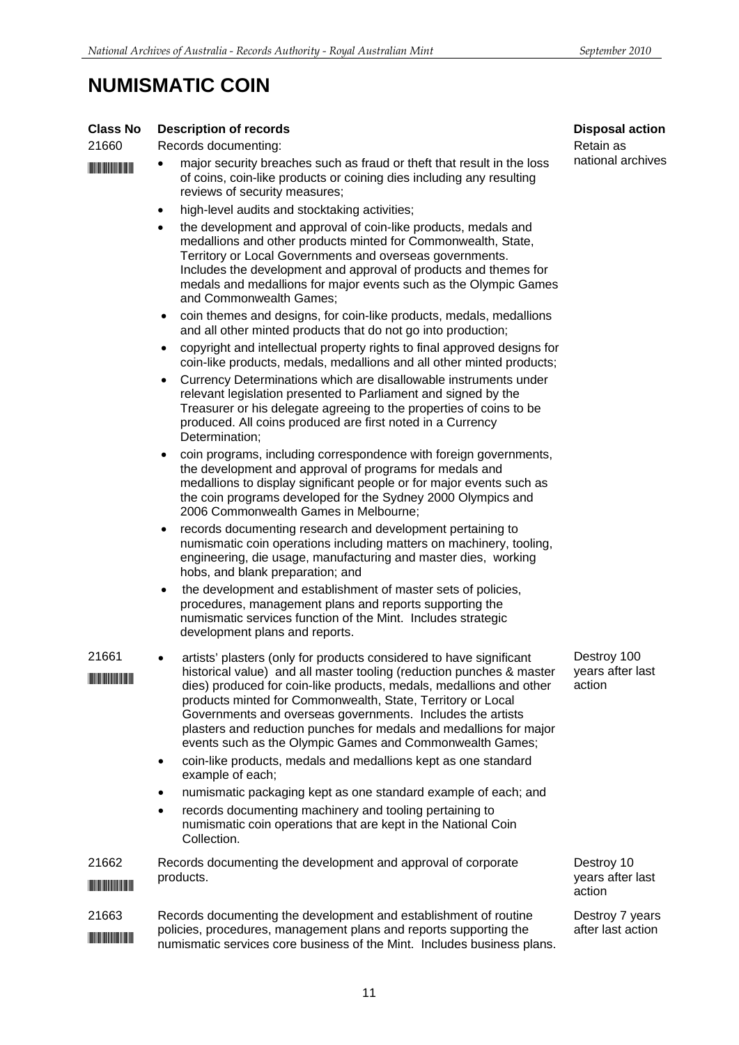# NUMISMATIC COIN

| Class No | Description of records | Disposal action |
|---|---|---|
| 21660 | Records documenting:<br>• major security breaches such as fraud or theft that result in the loss of coins, coin-like products or coining dies including any resulting reviews of security measures;<br>• high-level audits and stocktaking activities;<br>• the development and approval of coin-like products, medals and medallions and other products minted for Commonwealth, State, Territory or Local Governments and overseas governments. Includes the development and approval of products and themes for medals and medallions for major events such as the Olympic Games and Commonwealth Games;<br>• coin themes and designs, for coin-like products, medals, medallions and all other minted products that do not go into production;<br>• copyright and intellectual property rights to final approved designs for coin-like products, medals, medallions and all other minted products;<br>• Currency Determinations which are disallowable instruments under relevant legislation presented to Parliament and signed by the Treasurer or his delegate agreeing to the properties of coins to be produced. All coins produced are first noted in a Currency Determination;<br>• coin programs, including correspondence with foreign governments, the development and approval of programs for medals and medallions to display significant people or for major events such as the coin programs developed for the Sydney 2000 Olympics and 2006 Commonwealth Games in Melbourne;<br>• records documenting research and development pertaining to numismatic coin operations including matters on machinery, tooling, engineering, die usage, manufacturing and master dies, working hobs, and blank preparation; and<br>• the development and establishment of master sets of policies, procedures, management plans and reports supporting the numismatic services function of the Mint. Includes strategic development plans and reports. | Retain as national archives |
| 21661 | • artists' plasters (only for products considered to have significant historical value) and all master tooling (reduction punches & master dies) produced for coin-like products, medals, medallions and other products minted for Commonwealth, State, Territory or Local Governments and overseas governments. Includes the artists plasters and reduction punches for medals and medallions for major events such as the Olympic Games and Commonwealth Games;<br>• coin-like products, medals and medallions kept as one standard example of each;<br>• numismatic packaging kept as one standard example of each; and<br>• records documenting machinery and tooling pertaining to numismatic coin operations that are kept in the National Coin Collection. | Destroy 100 years after last action |
| 21662 | Records documenting the development and approval of corporate products. | Destroy 10 years after last action |
| 21663 | Records documenting the development and establishment of routine policies, procedures, management plans and reports supporting the numismatic services core business of the Mint. Includes business plans. | Destroy 7 years after last action |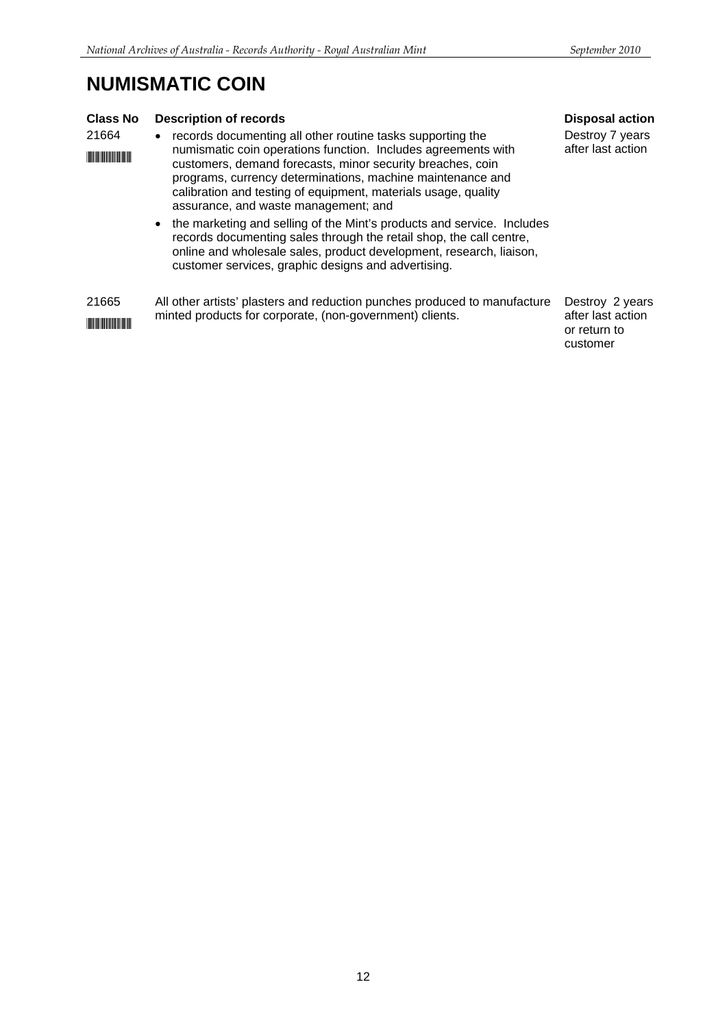# NUMISMATIC COIN

| Class No | Description of records | Disposal action |
|---|---|---|
| 21664 | • records documenting all other routine tasks supporting the numismatic coin operations function. Includes agreements with customers, demand forecasts, minor security breaches, coin programs, currency determinations, machine maintenance and calibration and testing of equipment, materials usage, quality assurance, and waste management; and<br>• the marketing and selling of the Mint's products and service. Includes records documenting sales through the retail shop, the call centre, online and wholesale sales, product development, research, liaison, customer services, graphic designs and advertising. | Destroy 7 years after last action |
| 21665 | All other artists' plasters and reduction punches produced to manufacture minted products for corporate, (non-government) clients. | Destroy 2 years after last action or return to customer |